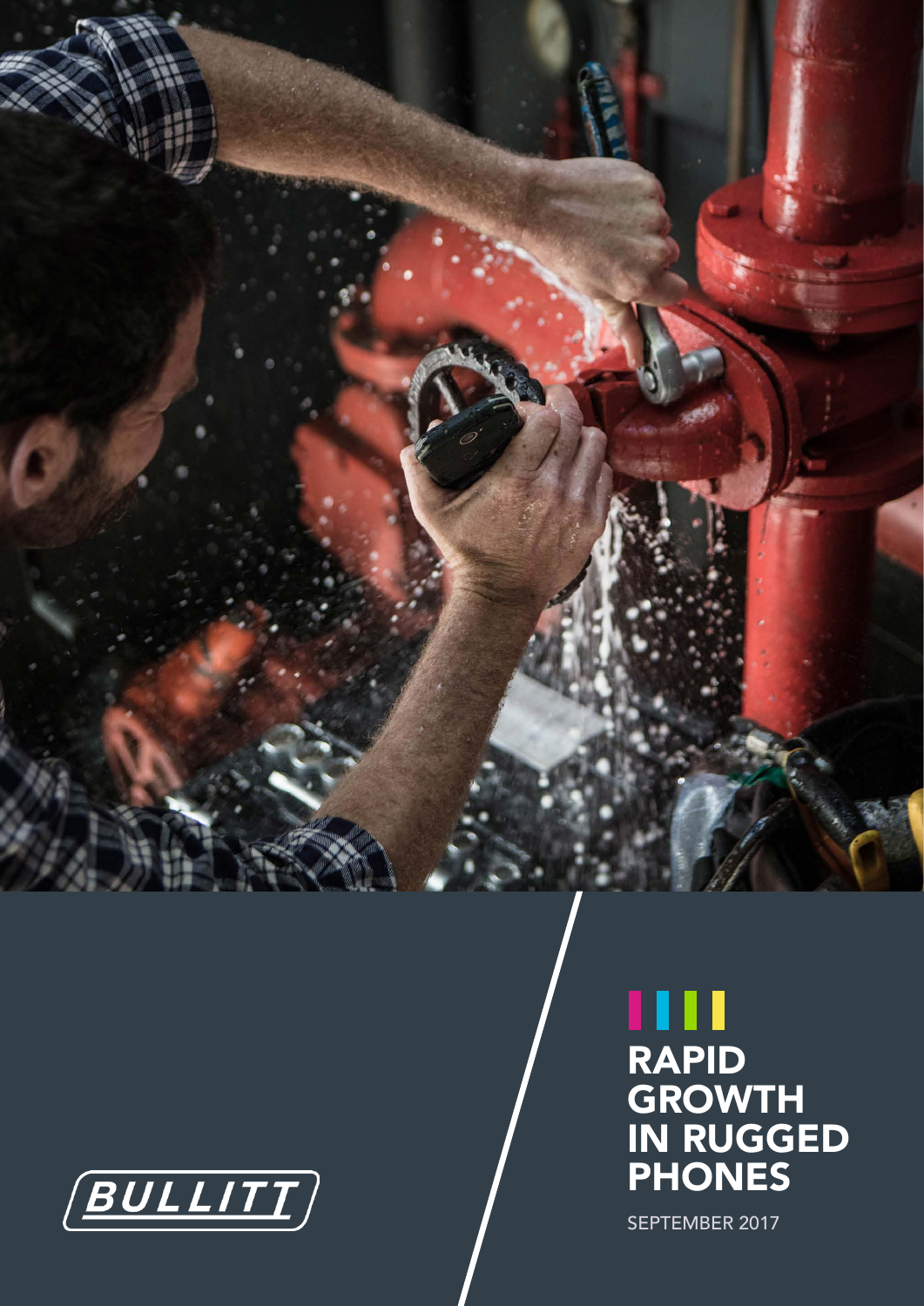# RAPID GROWTH IN RUGGED PHONES

SEPTEMBER 2017

BULLITT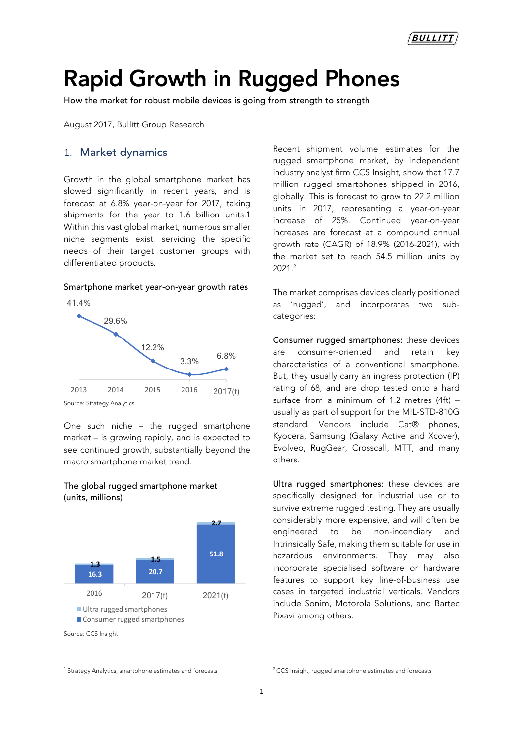# Rapid Growth in Rugged Phones

How the market for robust mobile devices is going from strength to strength

August 2017, Bullitt Group Research

## 1. Market dynamics

Growth in the global smartphone market has slowed significantly in recent years, and is forecast at 6.8% year-on-year for 2017, taking shipments for the year to 1.6 billion units.[1] Within this vast global market, numerous smaller niche segments exist, servicing the specific needs of their target customer groups with differentiated products.

**Smartphone market year-on-year growth rates**

| Year | Growth rate |
|---|---|
| 2013 | 41.4% |
| 2014 | 29.6% |
| 2015 | 12.2% |
| 2016 | 3.3% |
| 2017(f) | 6.8% |

Source: Strategy Analytics

One such niche – the rugged smartphone market – is growing rapidly, and is expected to see continued growth, substantially beyond the macro smartphone market trend.

**The global rugged smartphone market (units, millions)**

| | 2016 | 2017(f) | 2021(f) |
|---|---|---|---|
| Ultra rugged smartphones | 1.3 | 1.5 | 2.7 |
| Consumer rugged smartphones | 16.3 | 20.7 | 51.8 |

Source: CCS Insight

Recent shipment volume estimates for the rugged smartphone market, by independent industry analyst firm CCS Insight, show that 17.7 million rugged smartphones shipped in 2016, globally. This is forecast to grow to 22.2 million units in 2017, representing a year-on-year increase of 25%. Continued year-on-year increases are forecast at a compound annual growth rate (CAGR) of 18.9% (2016-2021), with the market set to reach 54.5 million units by 2021.[2]

The market comprises devices clearly positioned as 'rugged', and incorporates two sub-categories:

**Consumer rugged smartphones:** these devices are consumer-oriented and retain key characteristics of a conventional smartphone. But, they usually carry an ingress protection (IP) rating of 68, and are drop tested onto a hard surface from a minimum of 1.2 metres (4ft) – usually as part of support for the MIL-STD-810G standard. Vendors include Cat® phones, Kyocera, Samsung (Galaxy Active and Xcover), Evolveo, RugGear, Crosscall, MTT, and many others.

**Ultra rugged smartphones:** these devices are specifically designed for industrial use or to survive extreme rugged testing. They are usually considerably more expensive, and will often be engineered to be non-incendiary and Intrinsically Safe, making them suitable for use in hazardous environments. They may also incorporate specialised software or hardware features to support key line-of-business use cases in targeted industrial verticals. Vendors include Sonim, Motorola Solutions, and Bartec Pixavi among others.

---

[1] Strategy Analytics, smartphone estimates and forecasts

[2] CCS Insight, rugged smartphone estimates and forecasts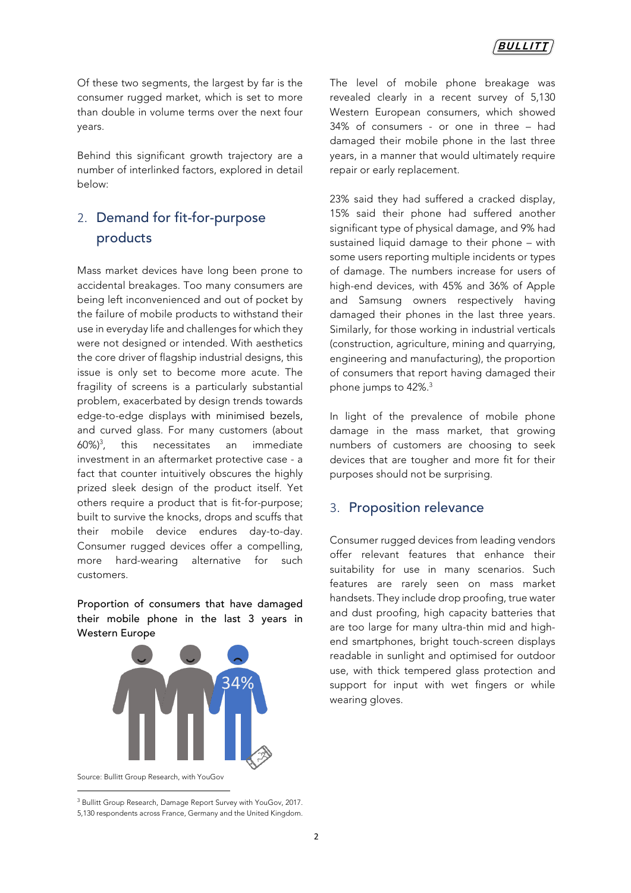Of these two segments, the largest by far is the consumer rugged market, which is set to more than double in volume terms over the next four years.

Behind this significant growth trajectory are a number of interlinked factors, explored in detail below:

## 2. Demand for fit-for-purpose products

Mass market devices have long been prone to accidental breakages. Too many consumers are being left inconvenienced and out of pocket by the failure of mobile products to withstand their use in everyday life and challenges for which they were not designed or intended. With aesthetics the core driver of flagship industrial designs, this issue is only set to become more acute. The fragility of screens is a particularly substantial problem, exacerbated by design trends towards edge-to-edge displays with minimised bezels, and curved glass. For many customers (about 60%)[3], this necessitates an immediate investment in an aftermarket protective case - a fact that counter intuitively obscures the highly prized sleek design of the product itself. Yet others require a product that is fit-for-purpose; built to survive the knocks, drops and scuffs that their mobile device endures day-to-day. Consumer rugged devices offer a compelling, more hard-wearing alternative for such customers.

Proportion of consumers that have damaged their mobile phone in the last 3 years in Western Europe

34%

Source: Bullitt Group Research, with YouGov

The level of mobile phone breakage was revealed clearly in a recent survey of 5,130 Western European consumers, which showed 34% of consumers - or one in three – had damaged their mobile phone in the last three years, in a manner that would ultimately require repair or early replacement.

23% said they had suffered a cracked display, 15% said their phone had suffered another significant type of physical damage, and 9% had sustained liquid damage to their phone – with some users reporting multiple incidents or types of damage. The numbers increase for users of high-end devices, with 45% and 36% of Apple and Samsung owners respectively having damaged their phones in the last three years. Similarly, for those working in industrial verticals (construction, agriculture, mining and quarrying, engineering and manufacturing), the proportion of consumers that report having damaged their phone jumps to 42%.[3]

In light of the prevalence of mobile phone damage in the mass market, that growing numbers of customers are choosing to seek devices that are tougher and more fit for their purposes should not be surprising.

## 3. Proposition relevance

Consumer rugged devices from leading vendors offer relevant features that enhance their suitability for use in many scenarios. Such features are rarely seen on mass market handsets. They include drop proofing, true water and dust proofing, high capacity batteries that are too large for many ultra-thin mid and high-end smartphones, bright touch-screen displays readable in sunlight and optimised for outdoor use, with thick tempered glass protection and support for input with wet fingers or while wearing gloves.

---

[3] Bullitt Group Research, Damage Report Survey with YouGov, 2017. 5,130 respondents across France, Germany and the United Kingdom.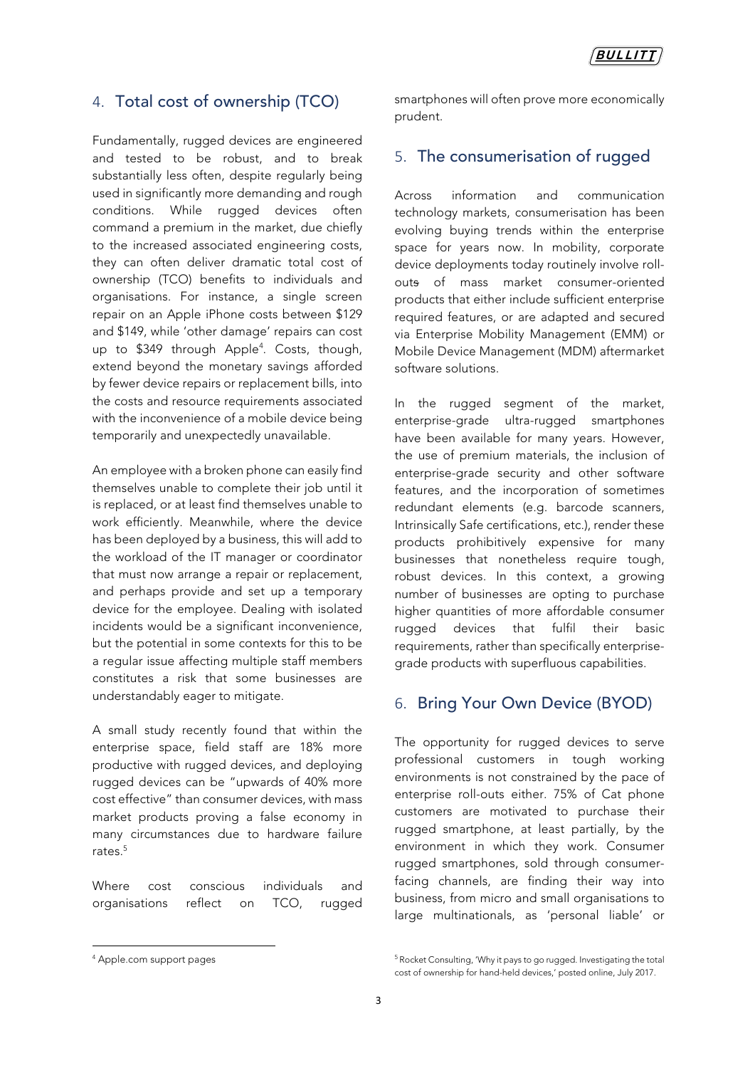## 4. Total cost of ownership (TCO)

Fundamentally, rugged devices are engineered and tested to be robust, and to break substantially less often, despite regularly being used in significantly more demanding and rough conditions. While rugged devices often command a premium in the market, due chiefly to the increased associated engineering costs, they can often deliver dramatic total cost of ownership (TCO) benefits to individuals and organisations. For instance, a single screen repair on an Apple iPhone costs between $129 and $149, while 'other damage' repairs can cost up to $349 through Apple[4]. Costs, though, extend beyond the monetary savings afforded by fewer device repairs or replacement bills, into the costs and resource requirements associated with the inconvenience of a mobile device being temporarily and unexpectedly unavailable.

An employee with a broken phone can easily find themselves unable to complete their job until it is replaced, or at least find themselves unable to work efficiently. Meanwhile, where the device has been deployed by a business, this will add to the workload of the IT manager or coordinator that must now arrange a repair or replacement, and perhaps provide and set up a temporary device for the employee. Dealing with isolated incidents would be a significant inconvenience, but the potential in some contexts for this to be a regular issue affecting multiple staff members constitutes a risk that some businesses are understandably eager to mitigate.

A small study recently found that within the enterprise space, field staff are 18% more productive with rugged devices, and deploying rugged devices can be "upwards of 40% more cost effective" than consumer devices, with mass market products proving a false economy in many circumstances due to hardware failure rates.[5]

Where cost conscious individuals and organisations reflect on TCO, rugged smartphones will often prove more economically prudent.

## 5. The consumerisation of rugged

Across information and communication technology markets, consumerisation has been evolving buying trends within the enterprise space for years now. In mobility, corporate device deployments today routinely involve roll-outs of mass market consumer-oriented products that either include sufficient enterprise required features, or are adapted and secured via Enterprise Mobility Management (EMM) or Mobile Device Management (MDM) aftermarket software solutions.

In the rugged segment of the market, enterprise-grade ultra-rugged smartphones have been available for many years. However, the use of premium materials, the inclusion of enterprise-grade security and other software features, and the incorporation of sometimes redundant elements (e.g. barcode scanners, Intrinsically Safe certifications, etc.), render these products prohibitively expensive for many businesses that nonetheless require tough, robust devices. In this context, a growing number of businesses are opting to purchase higher quantities of more affordable consumer rugged devices that fulfil their basic requirements, rather than specifically enterprise-grade products with superfluous capabilities.

## 6. Bring Your Own Device (BYOD)

The opportunity for rugged devices to serve professional customers in tough working environments is not constrained by the pace of enterprise roll-outs either. 75% of Cat phone customers are motivated to purchase their rugged smartphone, at least partially, by the environment in which they work. Consumer rugged smartphones, sold through consumer-facing channels, are finding their way into business, from micro and small organisations to large multinationals, as 'personal liable' or

---

[4] Apple.com support pages

[5] Rocket Consulting, 'Why it pays to go rugged. Investigating the total cost of ownership for hand-held devices,' posted online, July 2017.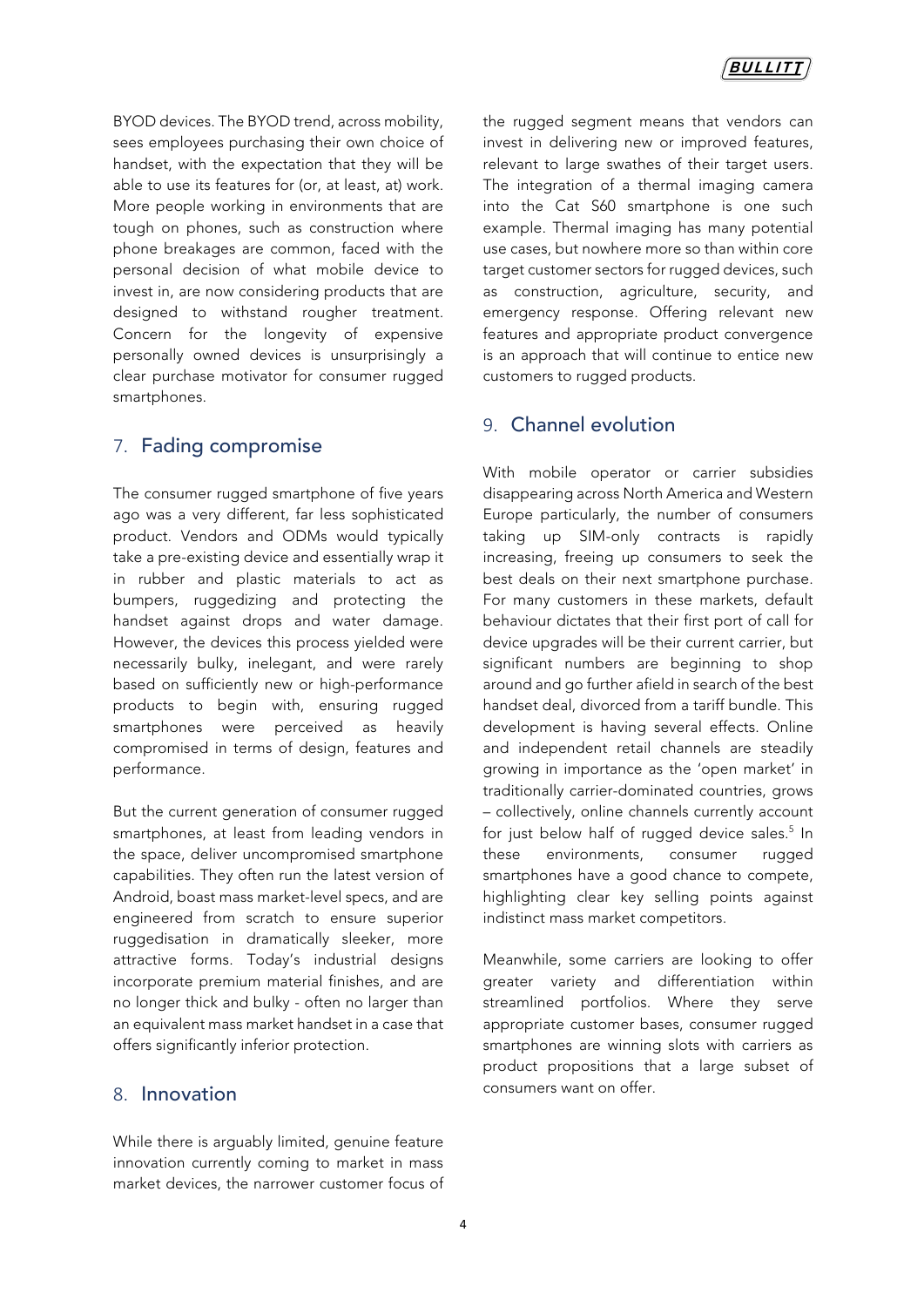BYOD devices. The BYOD trend, across mobility, sees employees purchasing their own choice of handset, with the expectation that they will be able to use its features for (or, at least, at) work. More people working in environments that are tough on phones, such as construction where phone breakages are common, faced with the personal decision of what mobile device to invest in, are now considering products that are designed to withstand rougher treatment. Concern for the longevity of expensive personally owned devices is unsurprisingly a clear purchase motivator for consumer rugged smartphones.

## 7. Fading compromise

The consumer rugged smartphone of five years ago was a very different, far less sophisticated product. Vendors and ODMs would typically take a pre-existing device and essentially wrap it in rubber and plastic materials to act as bumpers, ruggedizing and protecting the handset against drops and water damage. However, the devices this process yielded were necessarily bulky, inelegant, and were rarely based on sufficiently new or high-performance products to begin with, ensuring rugged smartphones were perceived as heavily compromised in terms of design, features and performance.

But the current generation of consumer rugged smartphones, at least from leading vendors in the space, deliver uncompromised smartphone capabilities. They often run the latest version of Android, boast mass market-level specs, and are engineered from scratch to ensure superior ruggedisation in dramatically sleeker, more attractive forms. Today's industrial designs incorporate premium material finishes, and are no longer thick and bulky - often no larger than an equivalent mass market handset in a case that offers significantly inferior protection.

## 8. Innovation

While there is arguably limited, genuine feature innovation currently coming to market in mass market devices, the narrower customer focus of the rugged segment means that vendors can invest in delivering new or improved features, relevant to large swathes of their target users. The integration of a thermal imaging camera into the Cat S60 smartphone is one such example. Thermal imaging has many potential use cases, but nowhere more so than within core target customer sectors for rugged devices, such as construction, agriculture, security, and emergency response. Offering relevant new features and appropriate product convergence is an approach that will continue to entice new customers to rugged products.

## 9. Channel evolution

With mobile operator or carrier subsidies disappearing across North America and Western Europe particularly, the number of consumers taking up SIM-only contracts is rapidly increasing, freeing up consumers to seek the best deals on their next smartphone purchase. For many customers in these markets, default behaviour dictates that their first port of call for device upgrades will be their current carrier, but significant numbers are beginning to shop around and go further afield in search of the best handset deal, divorced from a tariff bundle. This development is having several effects. Online and independent retail channels are steadily growing in importance as the 'open market' in traditionally carrier-dominated countries, grows – collectively, online channels currently account for just below half of rugged device sales.[5] In these environments, consumer rugged smartphones have a good chance to compete, highlighting clear key selling points against indistinct mass market competitors.

Meanwhile, some carriers are looking to offer greater variety and differentiation within streamlined portfolios. Where they serve appropriate customer bases, consumer rugged smartphones are winning slots with carriers as product propositions that a large subset of consumers want on offer.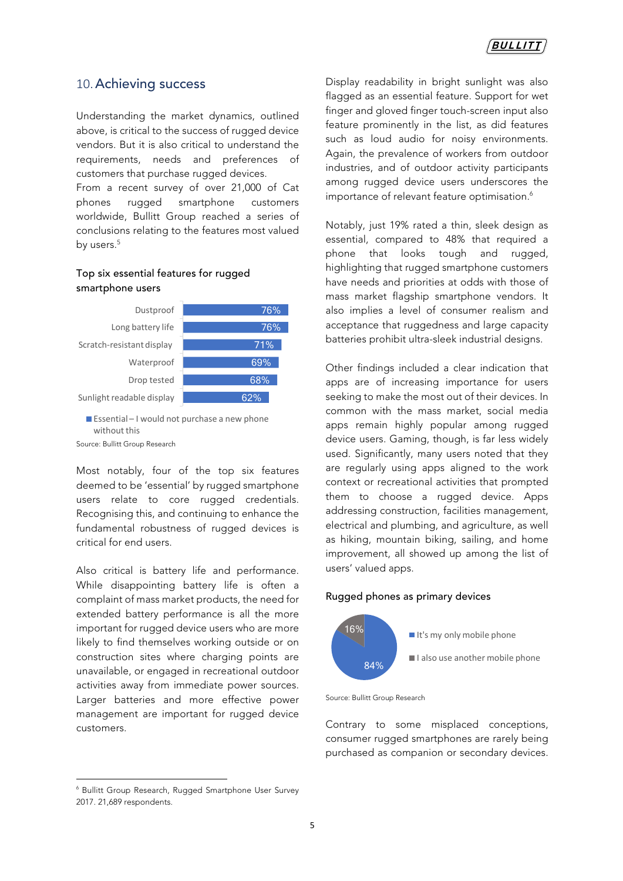## 10. Achieving success

Understanding the market dynamics, outlined above, is critical to the success of rugged device vendors. But it is also critical to understand the requirements, needs and preferences of customers that purchase rugged devices.
From a recent survey of over 21,000 of Cat phones rugged smartphone customers worldwide, Bullitt Group reached a series of conclusions relating to the features most valued by users.[5]

### Top six essential features for rugged smartphone users

| Feature | Essential – I would not purchase a new phone without this |
|---|---|
| Dustproof | 76% |
| Long battery life | 76% |
| Scratch-resistant display | 71% |
| Waterproof | 69% |
| Drop tested | 68% |
| Sunlight readable display | 62% |

Source: Bullitt Group Research

Most notably, four of the top six features deemed to be 'essential' by rugged smartphone users relate to core rugged credentials. Recognising this, and continuing to enhance the fundamental robustness of rugged devices is critical for end users.

Also critical is battery life and performance. While disappointing battery life is often a complaint of mass market products, the need for extended battery performance is all the more important for rugged device users who are more likely to find themselves working outside or on construction sites where charging points are unavailable, or engaged in recreational outdoor activities away from immediate power sources. Larger batteries and more effective power management are important for rugged device customers.

Display readability in bright sunlight was also flagged as an essential feature. Support for wet finger and gloved finger touch-screen input also feature prominently in the list, as did features such as loud audio for noisy environments. Again, the prevalence of workers from outdoor industries, and of outdoor activity participants among rugged device users underscores the importance of relevant feature optimisation.[6]

Notably, just 19% rated a thin, sleek design as essential, compared to 48% that required a phone that looks tough and rugged, highlighting that rugged smartphone customers have needs and priorities at odds with those of mass market flagship smartphone vendors. It also implies a level of consumer realism and acceptance that ruggedness and large capacity batteries prohibit ultra-sleek industrial designs.

Other findings included a clear indication that apps are of increasing importance for users seeking to make the most out of their devices. In common with the mass market, social media apps remain highly popular among rugged device users. Gaming, though, is far less widely used. Significantly, many users noted that they are regularly using apps aligned to the work context or recreational activities that prompted them to choose a rugged device. Apps addressing construction, facilities management, electrical and plumbing, and agriculture, as well as hiking, mountain biking, sailing, and home improvement, all showed up among the list of users' valued apps.

### Rugged phones as primary devices

| Response | Share |
|---|---|
| It's my only mobile phone | 84% |
| I also use another mobile phone | 16% |

Source: Bullitt Group Research

Contrary to some misplaced conceptions, consumer rugged smartphones are rarely being purchased as companion or secondary devices.

[6] Bullitt Group Research, Rugged Smartphone User Survey 2017. 21,689 respondents.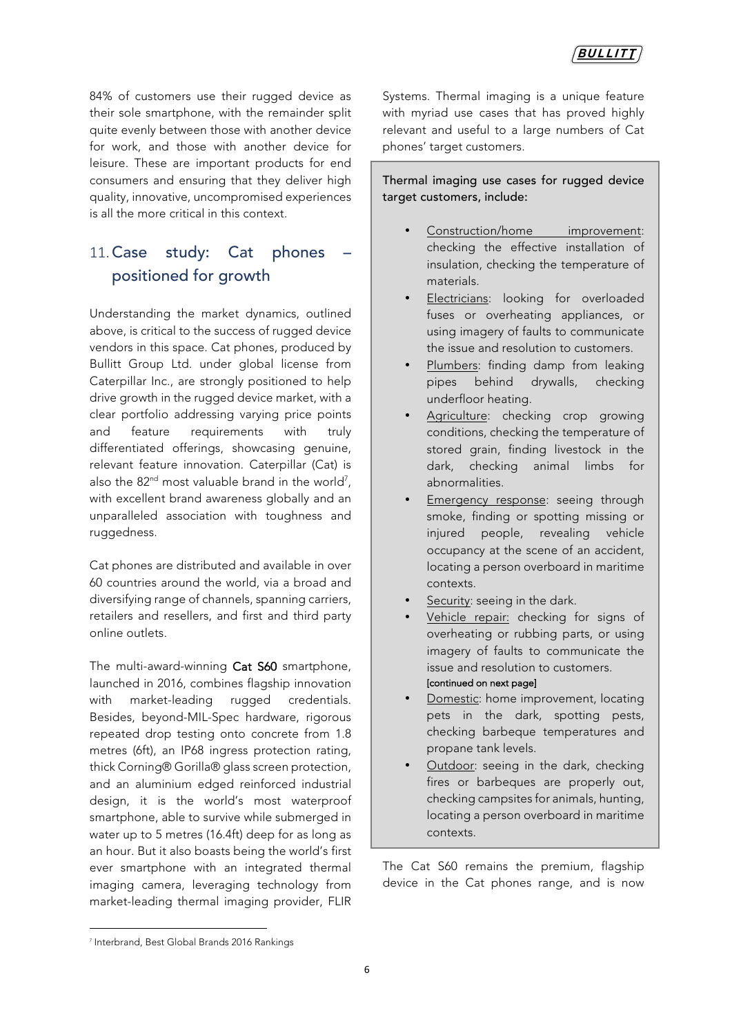84% of customers use their rugged device as their sole smartphone, with the remainder split quite evenly between those with another device for work, and those with another device for leisure. These are important products for end consumers and ensuring that they deliver high quality, innovative, uncompromised experiences is all the more critical in this context.

## 11. Case study: Cat phones – positioned for growth

Understanding the market dynamics, outlined above, is critical to the success of rugged device vendors in this space. Cat phones, produced by Bullitt Group Ltd. under global license from Caterpillar Inc., are strongly positioned to help drive growth in the rugged device market, with a clear portfolio addressing varying price points and feature requirements with truly differentiated offerings, showcasing genuine, relevant feature innovation. Caterpillar (Cat) is also the 82nd most valuable brand in the world[7], with excellent brand awareness globally and an unparalleled association with toughness and ruggedness.

Cat phones are distributed and available in over 60 countries around the world, via a broad and diversifying range of channels, spanning carriers, retailers and resellers, and first and third party online outlets.

The multi-award-winning **Cat S60** smartphone, launched in 2016, combines flagship innovation with market-leading rugged credentials. Besides, beyond-MIL-Spec hardware, rigorous repeated drop testing onto concrete from 1.8 metres (6ft), an IP68 ingress protection rating, thick Corning® Gorilla® glass screen protection, and an aluminium edged reinforced industrial design, it is the world's most waterproof smartphone, able to survive while submerged in water up to 5 metres (16.4ft) deep for as long as an hour. But it also boasts being the world's first ever smartphone with an integrated thermal imaging camera, leveraging technology from market-leading thermal imaging provider, FLIR Systems. Thermal imaging is a unique feature with myriad use cases that has proved highly relevant and useful to a large numbers of Cat phones' target customers.

> **Thermal imaging use cases for rugged device target customers, include:**
>
> - Construction/home improvement: checking the effective installation of insulation, checking the temperature of materials.
> - Electricians: looking for overloaded fuses or overheating appliances, or using imagery of faults to communicate the issue and resolution to customers.
> - Plumbers: finding damp from leaking pipes behind drywalls, checking underfloor heating.
> - Agriculture: checking crop growing conditions, checking the temperature of stored grain, finding livestock in the dark, checking animal limbs for abnormalities.
> - Emergency response: seeing through smoke, finding or spotting missing or injured people, revealing vehicle occupancy at the scene of an accident, locating a person overboard in maritime contexts.
> - Security: seeing in the dark.
> - Vehicle repair: checking for signs of overheating or rubbing parts, or using imagery of faults to communicate the issue and resolution to customers.
>
> **[continued on next page]**
>
> - Domestic: home improvement, locating pets in the dark, spotting pests, checking barbeque temperatures and propane tank levels.
> - Outdoor: seeing in the dark, checking fires or barbeques are properly out, checking campsites for animals, hunting, locating a person overboard in maritime contexts.

The Cat S60 remains the premium, flagship device in the Cat phones range, and is now

[7] Interbrand, Best Global Brands 2016 Rankings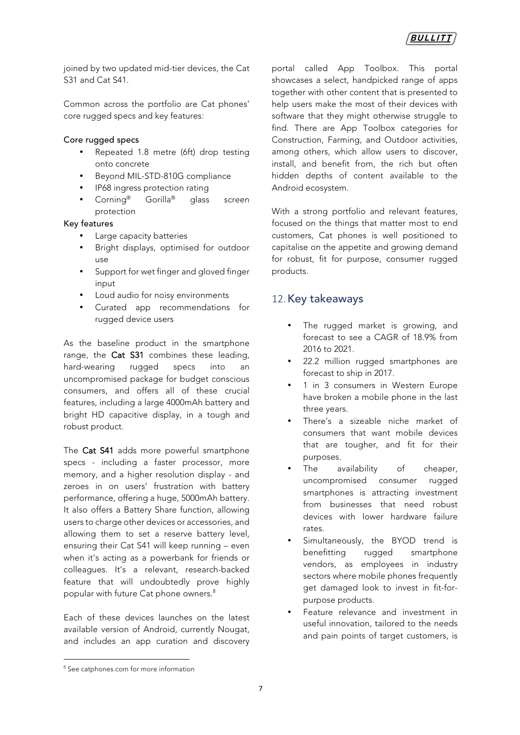joined by two updated mid-tier devices, the Cat S31 and Cat S41.

Common across the portfolio are Cat phones' core rugged specs and key features:

Core rugged specs

- Repeated 1.8 metre (6ft) drop testing onto concrete
- Beyond MIL-STD-810G compliance
- IP68 ingress protection rating
- Corning® Gorilla® glass screen protection

Key features

- Large capacity batteries
- Bright displays, optimised for outdoor use
- Support for wet finger and gloved finger input
- Loud audio for noisy environments
- Curated app recommendations for rugged device users

As the baseline product in the smartphone range, the **Cat S31** combines these leading, hard-wearing rugged specs into an uncompromised package for budget conscious consumers, and offers all of these crucial features, including a large 4000mAh battery and bright HD capacitive display, in a tough and robust product.

The **Cat S41** adds more powerful smartphone specs - including a faster processor, more memory, and a higher resolution display - and zeroes in on users' frustration with battery performance, offering a huge, 5000mAh battery. It also offers a Battery Share function, allowing users to charge other devices or accessories, and allowing them to set a reserve battery level, ensuring their Cat S41 will keep running – even when it's acting as a powerbank for friends or colleagues. It's a relevant, research-backed feature that will undoubtedly prove highly popular with future Cat phone owners.[8]

Each of these devices launches on the latest available version of Android, currently Nougat, and includes an app curation and discovery portal called App Toolbox. This portal showcases a select, handpicked range of apps together with other content that is presented to help users make the most of their devices with software that they might otherwise struggle to find. There are App Toolbox categories for Construction, Farming, and Outdoor activities, among others, which allow users to discover, install, and benefit from, the rich but often hidden depths of content available to the Android ecosystem.

With a strong portfolio and relevant features, focused on the things that matter most to end customers, Cat phones is well positioned to capitalise on the appetite and growing demand for robust, fit for purpose, consumer rugged products.

## 12. Key takeaways

- The rugged market is growing, and forecast to see a CAGR of 18.9% from 2016 to 2021.
- 22.2 million rugged smartphones are forecast to ship in 2017.
- 1 in 3 consumers in Western Europe have broken a mobile phone in the last three years.
- There's a sizeable niche market of consumers that want mobile devices that are tougher, and fit for their purposes.
- The availability of cheaper, uncompromised consumer rugged smartphones is attracting investment from businesses that need robust devices with lower hardware failure rates.
- Simultaneously, the BYOD trend is benefitting rugged smartphone vendors, as employees in industry sectors where mobile phones frequently get damaged look to invest in fit-for-purpose products.
- Feature relevance and investment in useful innovation, tailored to the needs and pain points of target customers, is

[8] See catphones.com for more information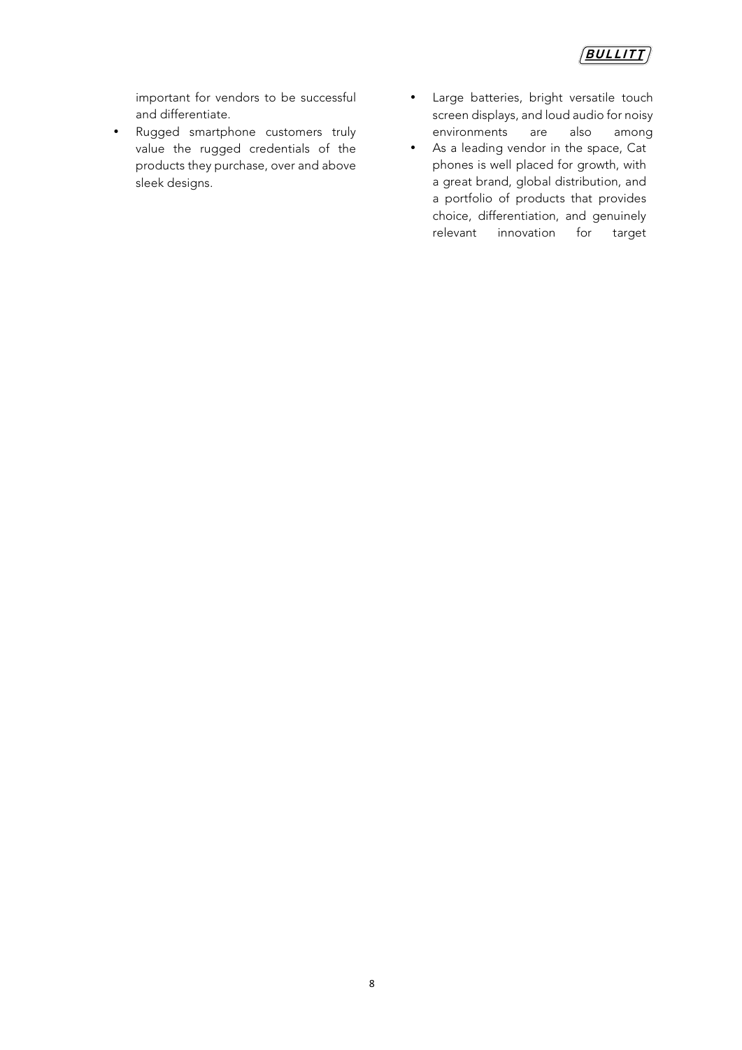important for vendors to be successful and differentiate.

- Rugged smartphone customers truly value the rugged credentials of the products they purchase, over and above sleek designs.
- Large batteries, bright versatile touch screen displays, and loud audio for noisy environments are also among
- As a leading vendor in the space, Cat phones is well placed for growth, with a great brand, global distribution, and a portfolio of products that provides choice, differentiation, and genuinely relevant innovation for target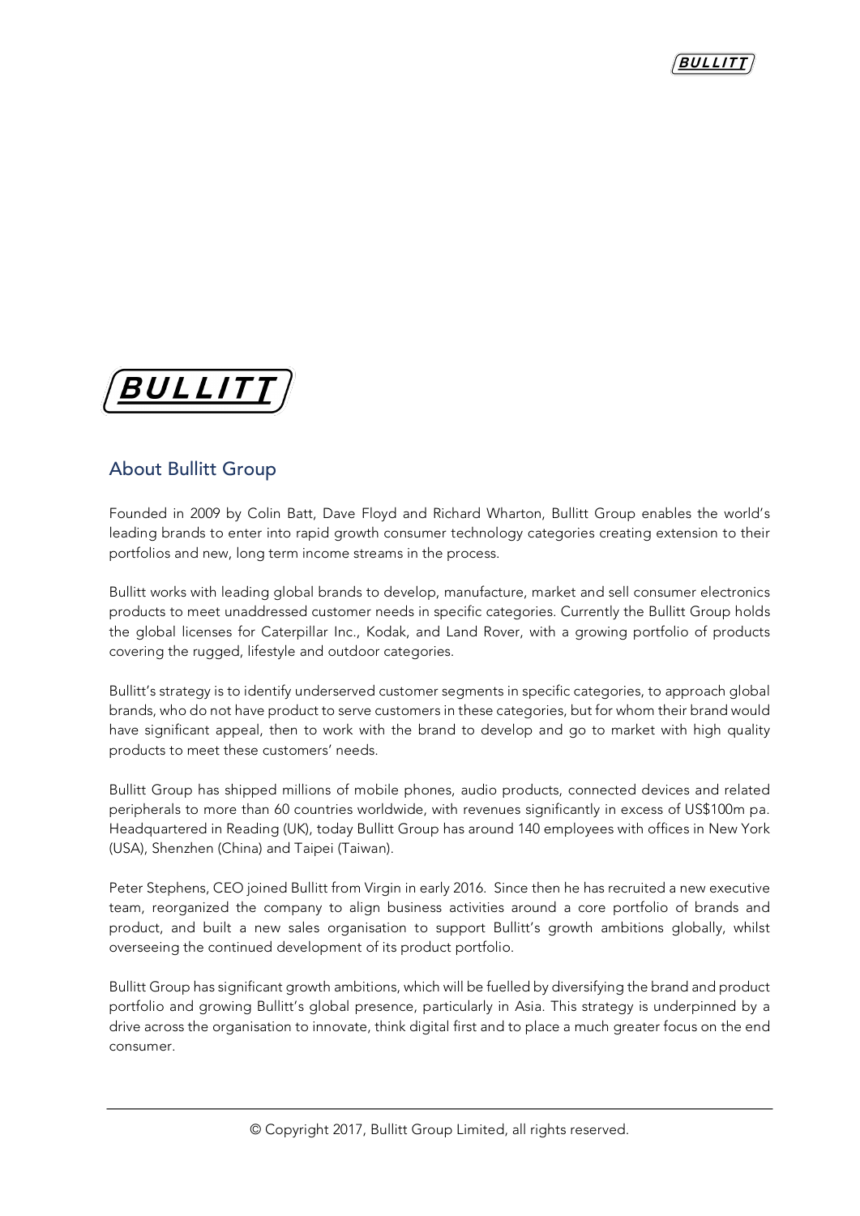## About Bullitt Group

Founded in 2009 by Colin Batt, Dave Floyd and Richard Wharton, Bullitt Group enables the world's leading brands to enter into rapid growth consumer technology categories creating extension to their portfolios and new, long term income streams in the process.

Bullitt works with leading global brands to develop, manufacture, market and sell consumer electronics products to meet unaddressed customer needs in specific categories. Currently the Bullitt Group holds the global licenses for Caterpillar Inc., Kodak, and Land Rover, with a growing portfolio of products covering the rugged, lifestyle and outdoor categories.

Bullitt's strategy is to identify underserved customer segments in specific categories, to approach global brands, who do not have product to serve customers in these categories, but for whom their brand would have significant appeal, then to work with the brand to develop and go to market with high quality products to meet these customers' needs.

Bullitt Group has shipped millions of mobile phones, audio products, connected devices and related peripherals to more than 60 countries worldwide, with revenues significantly in excess of US$100m pa. Headquartered in Reading (UK), today Bullitt Group has around 140 employees with offices in New York (USA), Shenzhen (China) and Taipei (Taiwan).

Peter Stephens, CEO joined Bullitt from Virgin in early 2016. Since then he has recruited a new executive team, reorganized the company to align business activities around a core portfolio of brands and product, and built a new sales organisation to support Bullitt's growth ambitions globally, whilst overseeing the continued development of its product portfolio.

Bullitt Group has significant growth ambitions, which will be fuelled by diversifying the brand and product portfolio and growing Bullitt's global presence, particularly in Asia. This strategy is underpinned by a drive across the organisation to innovate, think digital first and to place a much greater focus on the end consumer.

© Copyright 2017, Bullitt Group Limited, all rights reserved.